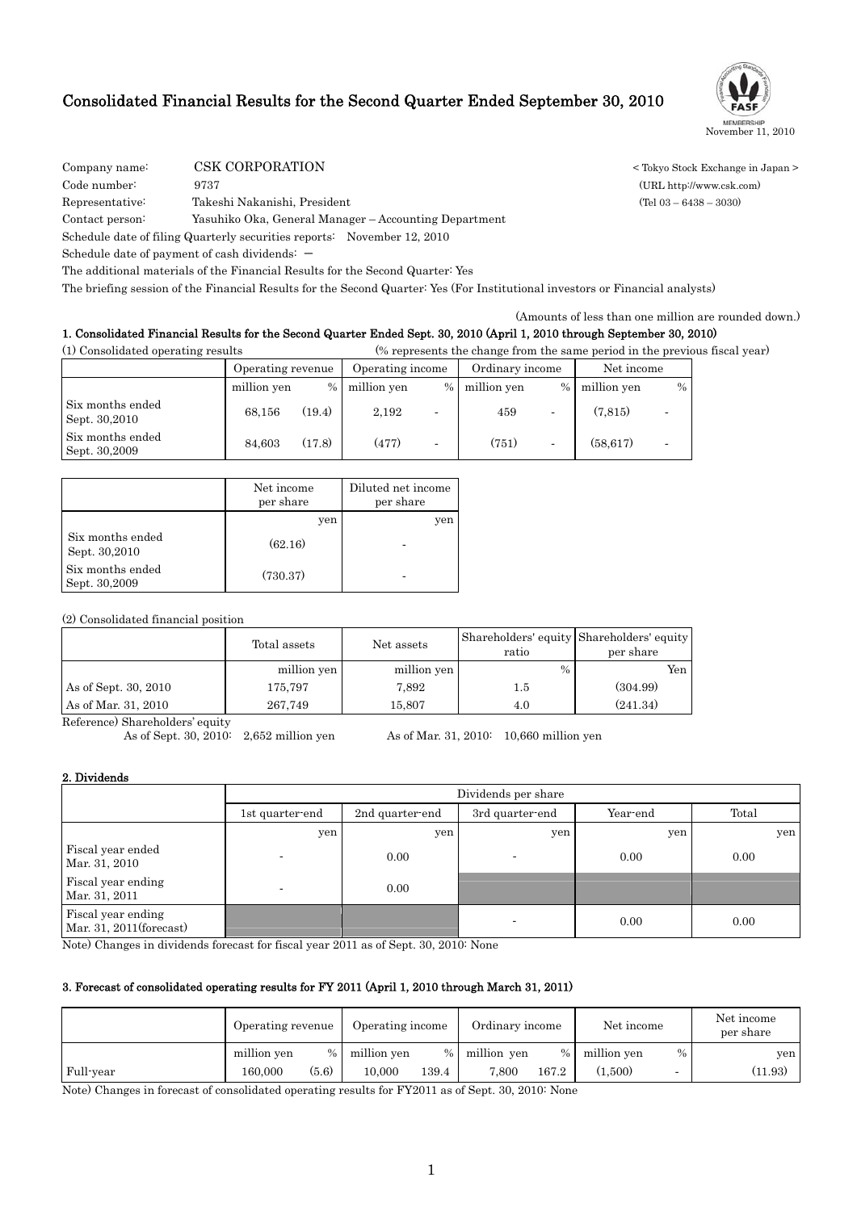# Consolidated Financial Results for the Second Quarter Ended September 30, 2010

November 11, 2010

Company name: CSK CORPORATION < Tokyo Stock Exchange in Japan >

Code number: 9737 (URL http://www.csk.com)

Representative: Takeshi Nakanishi, President (Tel 03 – 6438 – 3030)

Contact person: Yasuhiko Oka, General Manager – Accounting Department

Schedule date of filing Quarterly securities reports: November 12, 2010

Schedule date of payment of cash dividends: －

The additional materials of the Financial Results for the Second Quarter: Yes

The briefing session of the Financial Results for the Second Quarter: Yes (For Institutional investors or Financial analysts)

(Amounts of less than one million are rounded down.)

## 1. Consolidated Financial Results for the Second Quarter Ended Sept. 30, 2010 (April 1, 2010 through September 30, 2010)

(1) Consolidated operating results (% represents the change from the same period in the previous fiscal year)

| | Operating revenue | | Operating income | | Ordinary income | | Net income | |
|---|---|---|---|---|---|---|---|---|
| | million yen | % | million yen | % | million yen | % | million yen | % |
| Six months ended Sept. 30,2010 | 68,156 | (19.4) | 2,192 | - | 459 | - | (7,815) | - |
| Six months ended Sept. 30,2009 | 84,603 | (17.8) | (477) | - | (751) | - | (58,617) | - |

| | Net income per share | Diluted net income per share |
|---|---|---|
| | yen | yen |
| Six months ended Sept. 30,2010 | (62.16) | - |
| Six months ended Sept. 30,2009 | (730.37) | - |

(2) Consolidated financial position

| | Total assets | Net assets | Shareholders' equity ratio | Shareholders' equity per share |
|---|---|---|---|---|
| | million yen | million yen | % | Yen |
| As of Sept. 30, 2010 | 175,797 | 7,892 | 1.5 | (304.99) |
| As of Mar. 31, 2010 | 267,749 | 15,807 | 4.0 | (241.34) |

Reference) Shareholders' equity
As of Sept. 30, 2010: 2,652 million yen As of Mar. 31, 2010: 10,660 million yen

## 2. Dividends

| | Dividends per share | | | | |
|---|---|---|---|---|---|
| | 1st quarter-end | 2nd quarter-end | 3rd quarter-end | Year-end | Total |
| | yen | yen | yen | yen | yen |
| Fiscal year ended Mar. 31, 2010 | - | 0.00 | - | 0.00 | 0.00 |
| Fiscal year ending Mar. 31, 2011 | - | 0.00 | | | |
| Fiscal year ending Mar. 31, 2011(forecast) | | | - | 0.00 | 0.00 |

Note) Changes in dividends forecast for fiscal year 2011 as of Sept. 30, 2010: None

## 3. Forecast of consolidated operating results for FY 2011 (April 1, 2010 through March 31, 2011)

| | Operating revenue | | Operating income | | Ordinary income | | Net income | | Net income per share |
|---|---|---|---|---|---|---|---|---|---|
| | million yen | % | million yen | % | million yen | % | million yen | % | yen |
| Full-year | 160,000 | (5.6) | 10,000 | 139.4 | 7,800 | 167.2 | (1,500) | - | (11.93) |

Note) Changes in forecast of consolidated operating results for FY2011 as of Sept. 30, 2010: None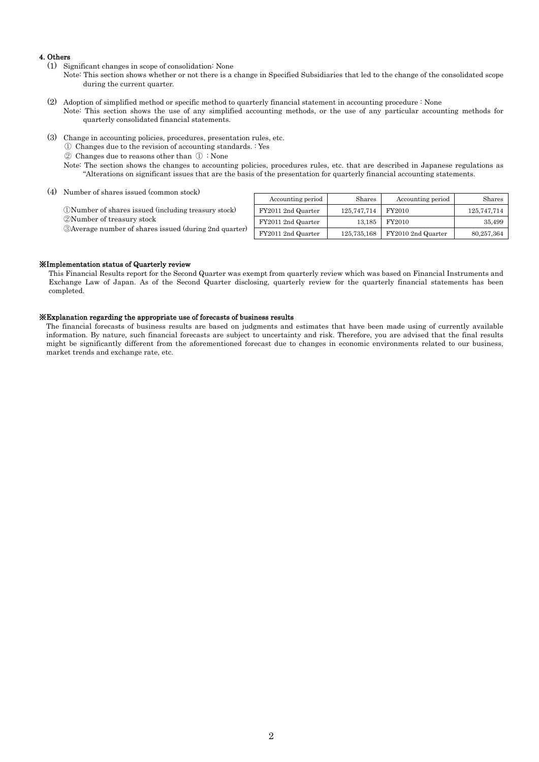#### 4. Others

(1) Significant changes in scope of consolidation: None

Note: This section shows whether or not there is a change in Specified Subsidiaries that led to the change of the consolidated scope during the current quarter.

(2) Adoption of simplified method or specific method to quarterly financial statement in accounting procedure : None

Note: This section shows the use of any simplified accounting methods, or the use of any particular accounting methods for quarterly consolidated financial statements.

(3) Change in accounting policies, procedures, presentation rules, etc.

① Changes due to the revision of accounting standards. : Yes

② Changes due to reasons other than ① : None

Note: The section shows the changes to accounting policies, procedures rules, etc. that are described in Japanese regulations as "Alterations on significant issues that are the basis of the presentation for quarterly financial accounting statements.

(4) Number of shares issued (common stock)

| | Accounting period | Shares | Accounting period | Shares |
|---|---|---|---|---|
| ①Number of shares issued (including treasury stock) | FY2011 2nd Quarter | 125,747,714 | FY2010 | 125,747,714 |
| ②Number of treasury stock | FY2011 2nd Quarter | 13,185 | FY2010 | 35,499 |
| ③Average number of shares issued (during 2nd quarter) | FY2011 2nd Quarter | 125,735,168 | FY2010 2nd Quarter | 80,257,364 |

#### ※Implementation status of Quarterly review

This Financial Results report for the Second Quarter was exempt from quarterly review which was based on Financial Instruments and Exchange Law of Japan. As of the Second Quarter disclosing, quarterly review for the quarterly financial statements has been completed.

#### ※Explanation regarding the appropriate use of forecasts of business results

The financial forecasts of business results are based on judgments and estimates that have been made using of currently available information. By nature, such financial forecasts are subject to uncertainty and risk. Therefore, you are advised that the final results might be significantly different from the aforementioned forecast due to changes in economic environments related to our business, market trends and exchange rate, etc.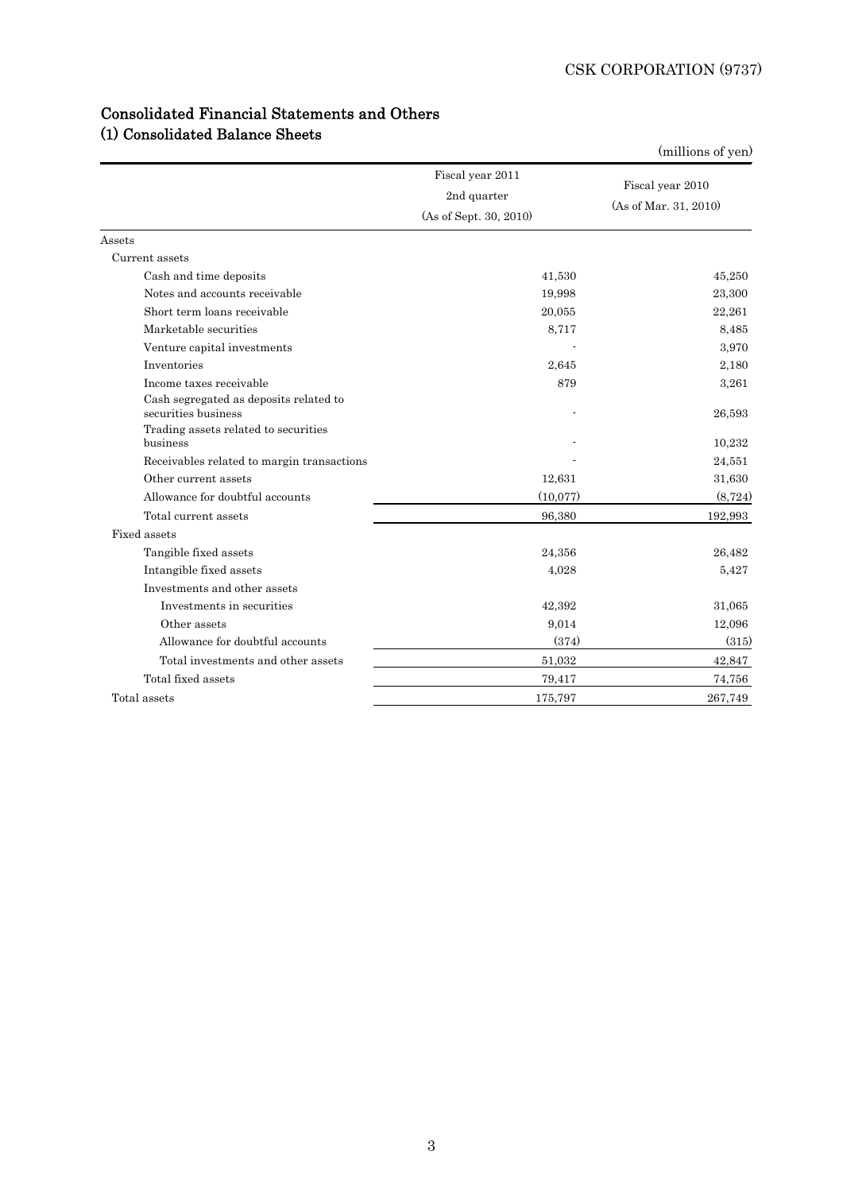## Consolidated Financial Statements and Others

### (1) Consolidated Balance Sheets

(millions of yen)

| | Fiscal year 2011 2nd quarter (As of Sept. 30, 2010) | Fiscal year 2010 (As of Mar. 31, 2010) |
|---|---|---|
| Assets | | |
| Current assets | | |
| Cash and time deposits | 41,530 | 45,250 |
| Notes and accounts receivable | 19,998 | 23,300 |
| Short term loans receivable | 20,055 | 22,261 |
| Marketable securities | 8,717 | 8,485 |
| Venture capital investments | - | 3,970 |
| Inventories | 2,645 | 2,180 |
| Income taxes receivable | 879 | 3,261 |
| Cash segregated as deposits related to securities business | - | 26,593 |
| Trading assets related to securities business | - | 10,232 |
| Receivables related to margin transactions | - | 24,551 |
| Other current assets | 12,631 | 31,630 |
| Allowance for doubtful accounts | (10,077) | (8,724) |
| Total current assets | 96,380 | 192,993 |
| Fixed assets | | |
| Tangible fixed assets | 24,356 | 26,482 |
| Intangible fixed assets | 4,028 | 5,427 |
| Investments and other assets | | |
| Investments in securities | 42,392 | 31,065 |
| Other assets | 9,014 | 12,096 |
| Allowance for doubtful accounts | (374) | (315) |
| Total investments and other assets | 51,032 | 42,847 |
| Total fixed assets | 79,417 | 74,756 |
| Total assets | 175,797 | 267,749 |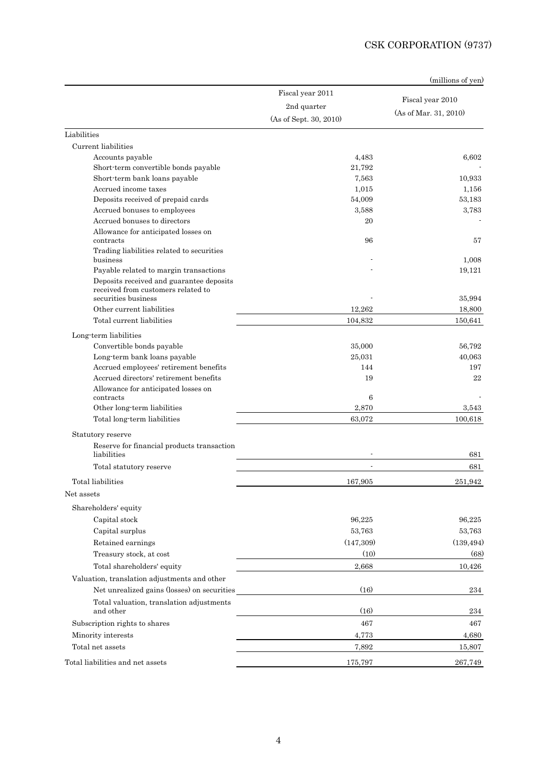(millions of yen)

| | Fiscal year 2011 2nd quarter (As of Sept. 30, 2010) | Fiscal year 2010 (As of Mar. 31, 2010) |
|---|---|---|
| Liabilities | | |
| Current liabilities | | |
| Accounts payable | 4,483 | 6,602 |
| Short-term convertible bonds payable | 21,792 | - |
| Short-term bank loans payable | 7,563 | 10,933 |
| Accrued income taxes | 1,015 | 1,156 |
| Deposits received of prepaid cards | 54,009 | 53,183 |
| Accrued bonuses to employees | 3,588 | 3,783 |
| Accrued bonuses to directors | 20 | - |
| Allowance for anticipated losses on contracts | 96 | 57 |
| Trading liabilities related to securities business | - | 1,008 |
| Payable related to margin transactions | - | 19,121 |
| Deposits received and guarantee deposits received from customers related to securities business | - | 35,994 |
| Other current liabilities | 12,262 | 18,800 |
| Total current liabilities | 104,832 | 150,641 |
| Long-term liabilities | | |
| Convertible bonds payable | 35,000 | 56,792 |
| Long-term bank loans payable | 25,031 | 40,063 |
| Accrued employees' retirement benefits | 144 | 197 |
| Accrued directors' retirement benefits | 19 | 22 |
| Allowance for anticipated losses on contracts | 6 | - |
| Other long-term liabilities | 2,870 | 3,543 |
| Total long-term liabilities | 63,072 | 100,618 |
| Statutory reserve | | |
| Reserve for financial products transaction liabilities | - | 681 |
| Total statutory reserve | - | 681 |
| Total liabilities | 167,905 | 251,942 |
| Net assets | | |
| Shareholders' equity | | |
| Capital stock | 96,225 | 96,225 |
| Capital surplus | 53,763 | 53,763 |
| Retained earnings | (147,309) | (139,494) |
| Treasury stock, at cost | (10) | (68) |
| Total shareholders' equity | 2,668 | 10,426 |
| Valuation, translation adjustments and other | | |
| Net unrealized gains (losses) on securities | (16) | 234 |
| Total valuation, translation adjustments and other | (16) | 234 |
| Subscription rights to shares | 467 | 467 |
| Minority interests | 4,773 | 4,680 |
| Total net assets | 7,892 | 15,807 |
| Total liabilities and net assets | 175,797 | 267,749 |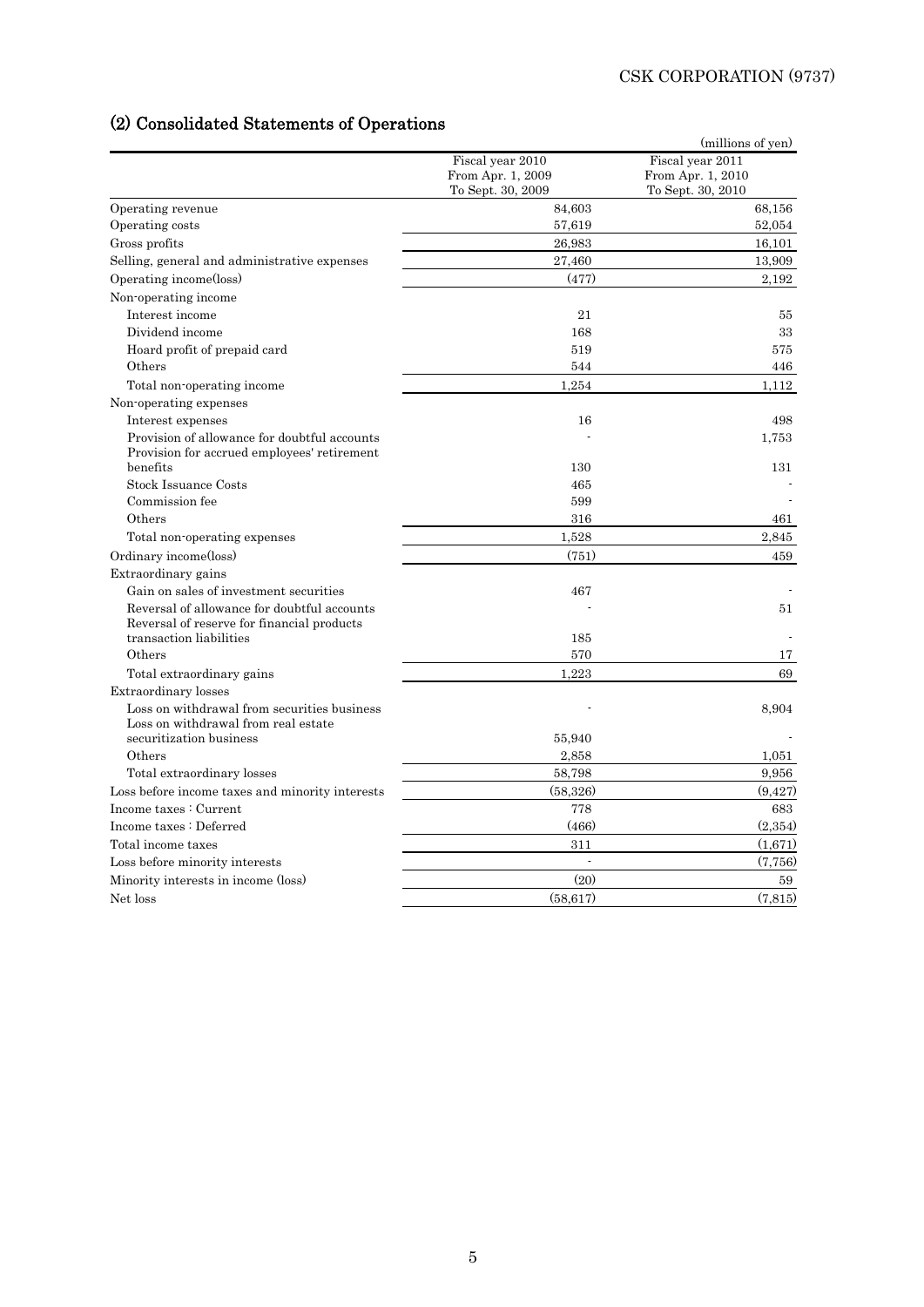## (2) Consolidated Statements of Operations

(millions of yen)

| | Fiscal year 2010 From Apr. 1, 2009 To Sept. 30, 2009 | Fiscal year 2011 From Apr. 1, 2010 To Sept. 30, 2010 |
|---|---|---|
| Operating revenue | 84,603 | 68,156 |
| Operating costs | 57,619 | 52,054 |
| Gross profits | 26,983 | 16,101 |
| Selling, general and administrative expenses | 27,460 | 13,909 |
| Operating income(loss) | (477) | 2,192 |
| Non-operating income | | |
| Interest income | 21 | 55 |
| Dividend income | 168 | 33 |
| Hoard profit of prepaid card | 519 | 575 |
| Others | 544 | 446 |
| Total non-operating income | 1,254 | 1,112 |
| Non-operating expenses | | |
| Interest expenses | 16 | 498 |
| Provision of allowance for doubtful accounts | - | 1,753 |
| Provision for accrued employees' retirement benefits | 130 | 131 |
| Stock Issuance Costs | 465 | - |
| Commission fee | 599 | - |
| Others | 316 | 461 |
| Total non-operating expenses | 1,528 | 2,845 |
| Ordinary income(loss) | (751) | 459 |
| Extraordinary gains | | |
| Gain on sales of investment securities | 467 | - |
| Reversal of allowance for doubtful accounts | - | 51 |
| Reversal of reserve for financial products transaction liabilities | 185 | - |
| Others | 570 | 17 |
| Total extraordinary gains | 1,223 | 69 |
| Extraordinary losses | | |
| Loss on withdrawal from securities business | - | 8,904 |
| Loss on withdrawal from real estate securitization business | 55,940 | - |
| Others | 2,858 | 1,051 |
| Total extraordinary losses | 58,798 | 9,956 |
| Loss before income taxes and minority interests | (58,326) | (9,427) |
| Income taxes : Current | 778 | 683 |
| Income taxes : Deferred | (466) | (2,354) |
| Total income taxes | 311 | (1,671) |
| Loss before minority interests | - | (7,756) |
| Minority interests in income (loss) | (20) | 59 |
| Net loss | (58,617) | (7,815) |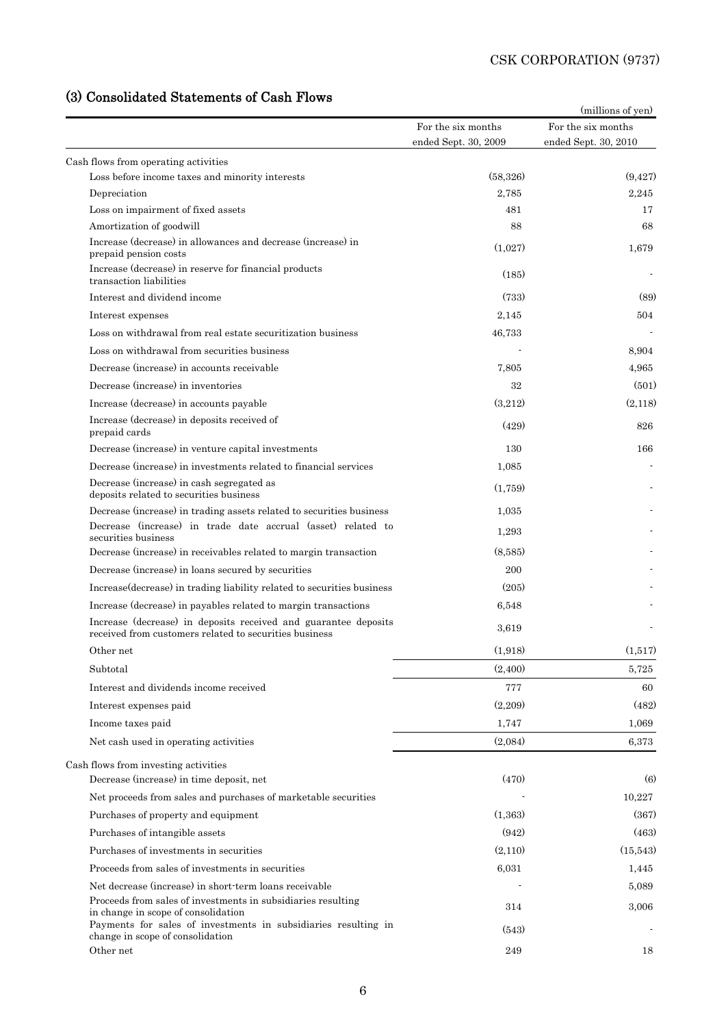## (3) Consolidated Statements of Cash Flows

(millions of yen)

| | For the six months ended Sept. 30, 2009 | For the six months ended Sept. 30, 2010 |
|---|---|---|
| Cash flows from operating activities | | |
| Loss before income taxes and minority interests | (58,326) | (9,427) |
| Depreciation | 2,785 | 2,245 |
| Loss on impairment of fixed assets | 481 | 17 |
| Amortization of goodwill | 88 | 68 |
| Increase (decrease) in allowances and decrease (increase) in prepaid pension costs | (1,027) | 1,679 |
| Increase (decrease) in reserve for financial products transaction liabilities | (185) | - |
| Interest and dividend income | (733) | (89) |
| Interest expenses | 2,145 | 504 |
| Loss on withdrawal from real estate securitization business | 46,733 | - |
| Loss on withdrawal from securities business | - | 8,904 |
| Decrease (increase) in accounts receivable | 7,805 | 4,965 |
| Decrease (increase) in inventories | 32 | (501) |
| Increase (decrease) in accounts payable | (3,212) | (2,118) |
| Increase (decrease) in deposits received of prepaid cards | (429) | 826 |
| Decrease (increase) in venture capital investments | 130 | 166 |
| Decrease (increase) in investments related to financial services | 1,085 | - |
| Decrease (increase) in cash segregated as deposits related to securities business | (1,759) | - |
| Decrease (increase) in trading assets related to securities business | 1,035 | - |
| Decrease (increase) in trade date accrual (asset) related to securities business | 1,293 | - |
| Decrease (increase) in receivables related to margin transaction | (8,585) | - |
| Decrease (increase) in loans secured by securities | 200 | - |
| Increase(decrease) in trading liability related to securities business | (205) | - |
| Increase (decrease) in payables related to margin transactions | 6,548 | - |
| Increase (decrease) in deposits received and guarantee deposits received from customers related to securities business | 3,619 | - |
| Other net | (1,918) | (1,517) |
| Subtotal | (2,400) | 5,725 |
| Interest and dividends income received | 777 | 60 |
| Interest expenses paid | (2,209) | (482) |
| Income taxes paid | 1,747 | 1,069 |
| Net cash used in operating activities | (2,084) | 6,373 |
| Cash flows from investing activities | | |
| Decrease (increase) in time deposit, net | (470) | (6) |
| Net proceeds from sales and purchases of marketable securities | - | 10,227 |
| Purchases of property and equipment | (1,363) | (367) |
| Purchases of intangible assets | (942) | (463) |
| Purchases of investments in securities | (2,110) | (15,543) |
| Proceeds from sales of investments in securities | 6,031 | 1,445 |
| Net decrease (increase) in short-term loans receivable | - | 5,089 |
| Proceeds from sales of investments in subsidiaries resulting in change in scope of consolidation | 314 | 3,006 |
| Payments for sales of investments in subsidiaries resulting in change in scope of consolidation | (543) | - |
| Other net | 249 | 18 |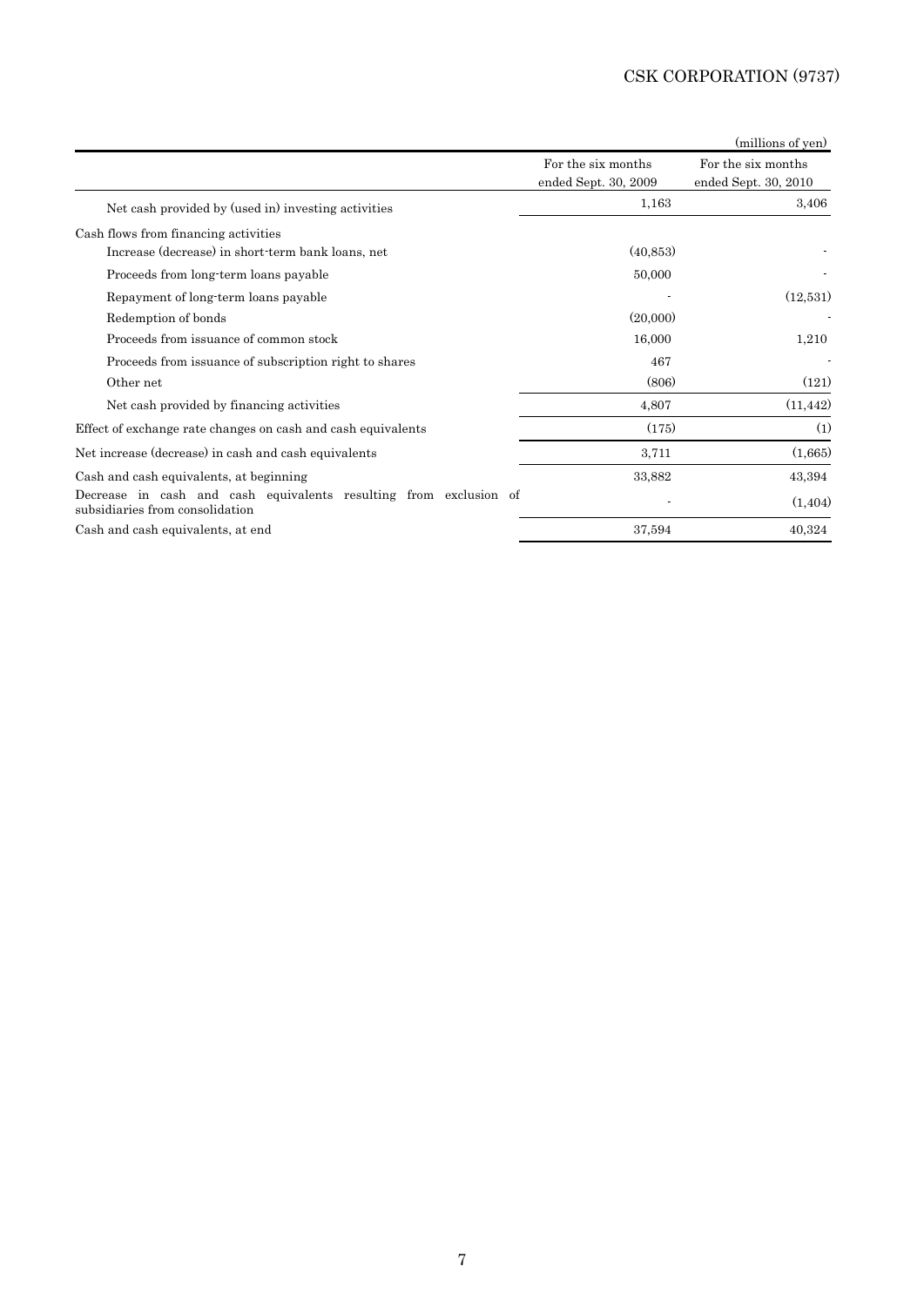(millions of yen)

| | For the six months ended Sept. 30, 2009 | For the six months ended Sept. 30, 2010 |
|---|---|---|
| Net cash provided by (used in) investing activities | 1,163 | 3,406 |
| Cash flows from financing activities | | |
| Increase (decrease) in short-term bank loans, net | (40,853) | - |
| Proceeds from long-term loans payable | 50,000 | - |
| Repayment of long-term loans payable | - | (12,531) |
| Redemption of bonds | (20,000) | - |
| Proceeds from issuance of common stock | 16,000 | 1,210 |
| Proceeds from issuance of subscription right to shares | 467 | - |
| Other net | (806) | (121) |
| Net cash provided by financing activities | 4,807 | (11,442) |
| Effect of exchange rate changes on cash and cash equivalents | (175) | (1) |
| Net increase (decrease) in cash and cash equivalents | 3,711 | (1,665) |
| Cash and cash equivalents, at beginning | 33,882 | 43,394 |
| Decrease in cash and cash equivalents resulting from exclusion of subsidiaries from consolidation | - | (1,404) |
| Cash and cash equivalents, at end | 37,594 | 40,324 |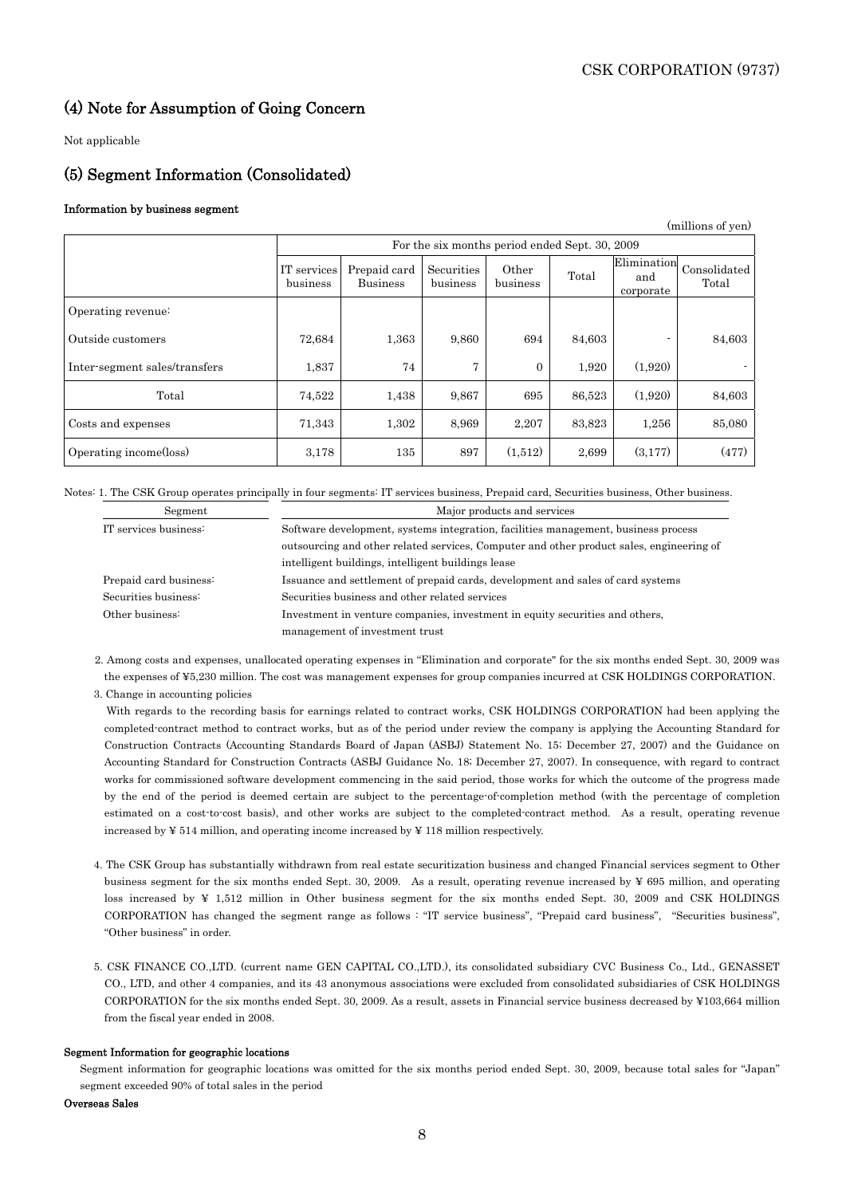## (4) Note for Assumption of Going Concern

Not applicable

## (5) Segment Information (Consolidated)

**Information by business segment**

(millions of yen)

| | For the six months period ended Sept. 30, 2009 | | | | | | |
|---|---|---|---|---|---|---|---|
| | IT services business | Prepaid card Business | Securities business | Other business | Total | Elimination and corporate | Consolidated Total |
| Operating revenue: | | | | | | | |
| Outside customers | 72,684 | 1,363 | 9,860 | 694 | 84,603 | - | 84,603 |
| Inter-segment sales/transfers | 1,837 | 74 | 7 | 0 | 1,920 | (1,920) | - |
| Total | 74,522 | 1,438 | 9,867 | 695 | 86,523 | (1,920) | 84,603 |
| Costs and expenses | 71,343 | 1,302 | 8,969 | 2,207 | 83,823 | 1,256 | 85,080 |
| Operating income(loss) | 3,178 | 135 | 897 | (1,512) | 2,699 | (3,177) | (477) |

Notes: 1. The CSK Group operates principally in four segments: IT services business, Prepaid card, Securities business, Other business.

| Segment | Major products and services |
|---|---|
| IT services business: | Software development, systems integration, facilities management, business process outsourcing and other related services, Computer and other product sales, engineering of intelligent buildings, intelligent buildings lease |
| Prepaid card business: | Issuance and settlement of prepaid cards, development and sales of card systems |
| Securities business: | Securities business and other related services |
| Other business: | Investment in venture companies, investment in equity securities and others, management of investment trust |

2. Among costs and expenses, unallocated operating expenses in "Elimination and corporate" for the six months ended Sept. 30, 2009 was the expenses of ¥5,230 million. The cost was management expenses for group companies incurred at CSK HOLDINGS CORPORATION.

3. Change in accounting policies

With regards to the recording basis for earnings related to contract works, CSK HOLDINGS CORPORATION had been applying the completed-contract method to contract works, but as of the period under review the company is applying the Accounting Standard for Construction Contracts (Accounting Standards Board of Japan (ASBJ) Statement No. 15; December 27, 2007) and the Guidance on Accounting Standard for Construction Contracts (ASBJ Guidance No. 18; December 27, 2007). In consequence, with regard to contract works for commissioned software development commencing in the said period, those works for which the outcome of the progress made by the end of the period is deemed certain are subject to the percentage-of-completion method (with the percentage of completion estimated on a cost-to-cost basis), and other works are subject to the completed-contract method. As a result, operating revenue increased by ¥ 514 million, and operating income increased by ¥ 118 million respectively.

4. The CSK Group has substantially withdrawn from real estate securitization business and changed Financial services segment to Other business segment for the six months ended Sept. 30, 2009. As a result, operating revenue increased by ¥ 695 million, and operating loss increased by ¥ 1,512 million in Other business segment for the six months ended Sept. 30, 2009 and CSK HOLDINGS CORPORATION has changed the segment range as follows : "IT service business", "Prepaid card business", "Securities business", "Other business" in order.

5. CSK FINANCE CO.,LTD. (current name GEN CAPITAL CO.,LTD.), its consolidated subsidiary CVC Business Co., Ltd., GENASSET CO., LTD, and other 4 companies, and its 43 anonymous associations were excluded from consolidated subsidiaries of CSK HOLDINGS CORPORATION for the six months ended Sept. 30, 2009. As a result, assets in Financial service business decreased by ¥103,664 million from the fiscal year ended in 2008.

**Segment Information for geographic locations**

Segment information for geographic locations was omitted for the six months period ended Sept. 30, 2009, because total sales for "Japan" segment exceeded 90% of total sales in the period

**Overseas Sales**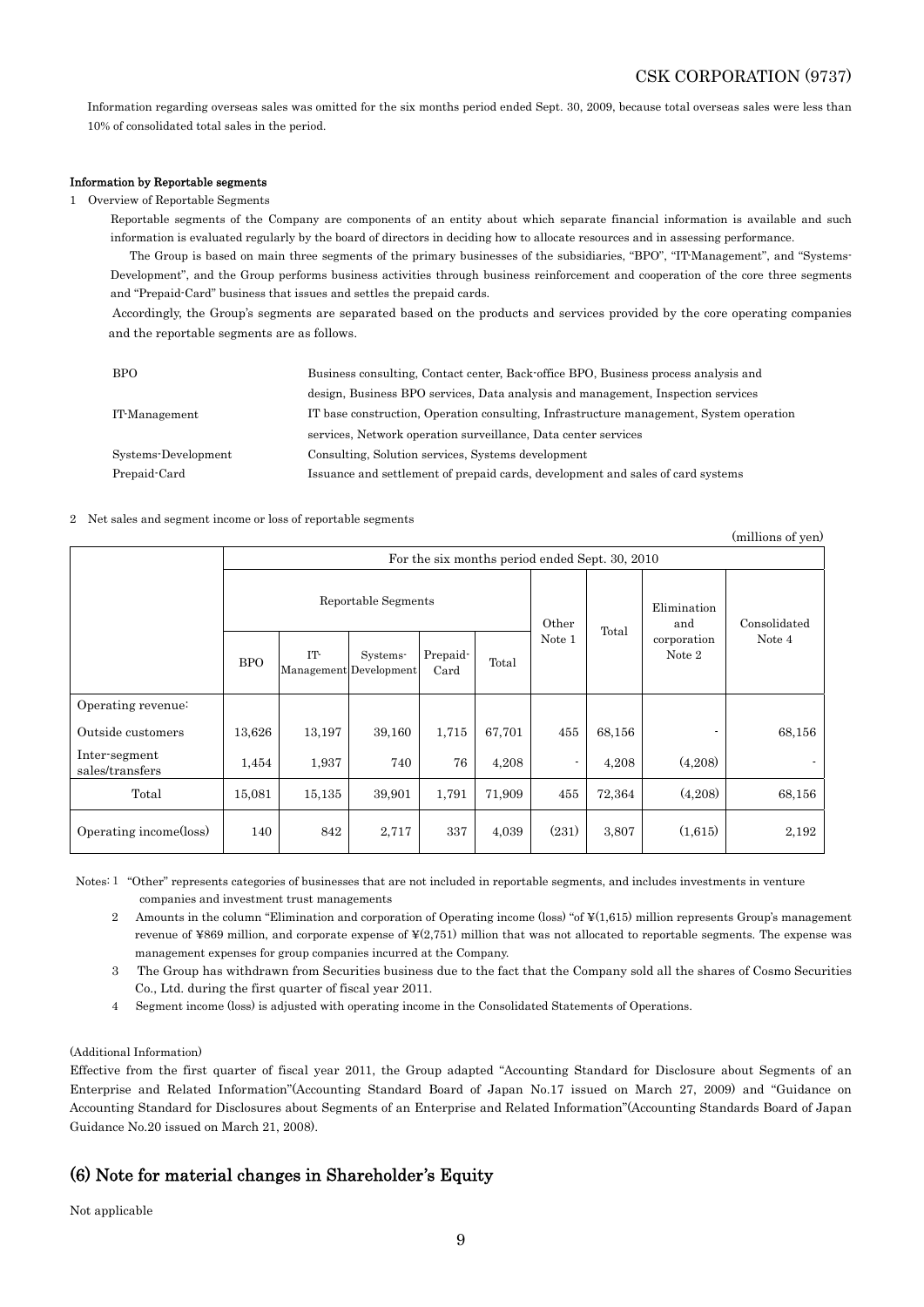Information regarding overseas sales was omitted for the six months period ended Sept. 30, 2009, because total overseas sales were less than 10% of consolidated total sales in the period.

#### Information by Reportable segments

1 Overview of Reportable Segments

Reportable segments of the Company are components of an entity about which separate financial information is available and such information is evaluated regularly by the board of directors in deciding how to allocate resources and in assessing performance.

The Group is based on main three segments of the primary businesses of the subsidiaries, "BPO", "IT-Management", and "Systems-Development", and the Group performs business activities through business reinforcement and cooperation of the core three segments and "Prepaid-Card" business that issues and settles the prepaid cards.

Accordingly, the Group's segments are separated based on the products and services provided by the core operating companies and the reportable segments are as follows.

| | |
|---|---|
| BPO | Business consulting, Contact center, Back-office BPO, Business process analysis and design, Business BPO services, Data analysis and management, Inspection services |
| IT-Management | IT base construction, Operation consulting, Infrastructure management, System operation services, Network operation surveillance, Data center services |
| Systems-Development | Consulting, Solution services, Systems development |
| Prepaid-Card | Issuance and settlement of prepaid cards, development and sales of card systems |

2 Net sales and segment income or loss of reportable segments

(millions of yen)

| | For the six months period ended Sept. 30, 2010 | | | | | | | | |
|---|---|---|---|---|---|---|---|---|---|
| | Reportable Segments | | | | | Other Note 1 | Total | Elimination and corporation Note 2 | Consolidated Note 4 |
| | BPO | IT-Management | Systems-Development | Prepaid-Card | Total | | | | |
| Operating revenue: | | | | | | | | | |
| Outside customers | 13,626 | 13,197 | 39,160 | 1,715 | 67,701 | 455 | 68,156 | - | 68,156 |
| Inter-segment sales/transfers | 1,454 | 1,937 | 740 | 76 | 4,208 | - | 4,208 | (4,208) | - |
| Total | 15,081 | 15,135 | 39,901 | 1,791 | 71,909 | 455 | 72,364 | (4,208) | 68,156 |
| Operating income(loss) | 140 | 842 | 2,717 | 337 | 4,039 | (231) | 3,807 | (1,615) | 2,192 |

Notes:
1 "Other" represents categories of businesses that are not included in reportable segments, and includes investments in venture companies and investment trust managements
2 Amounts in the column "Elimination and corporation of Operating income (loss) "of ¥(1,615) million represents Group's management revenue of ¥869 million, and corporate expense of ¥(2,751) million that was not allocated to reportable segments. The expense was management expenses for group companies incurred at the Company.
3 The Group has withdrawn from Securities business due to the fact that the Company sold all the shares of Cosmo Securities Co., Ltd. during the first quarter of fiscal year 2011.
4 Segment income (loss) is adjusted with operating income in the Consolidated Statements of Operations.

(Additional Information)

Effective from the first quarter of fiscal year 2011, the Group adapted "Accounting Standard for Disclosure about Segments of an Enterprise and Related Information"(Accounting Standard Board of Japan No.17 issued on March 27, 2009) and "Guidance on Accounting Standard for Disclosures about Segments of an Enterprise and Related Information"(Accounting Standards Board of Japan Guidance No.20 issued on March 21, 2008).

## (6) Note for material changes in Shareholder's Equity

Not applicable